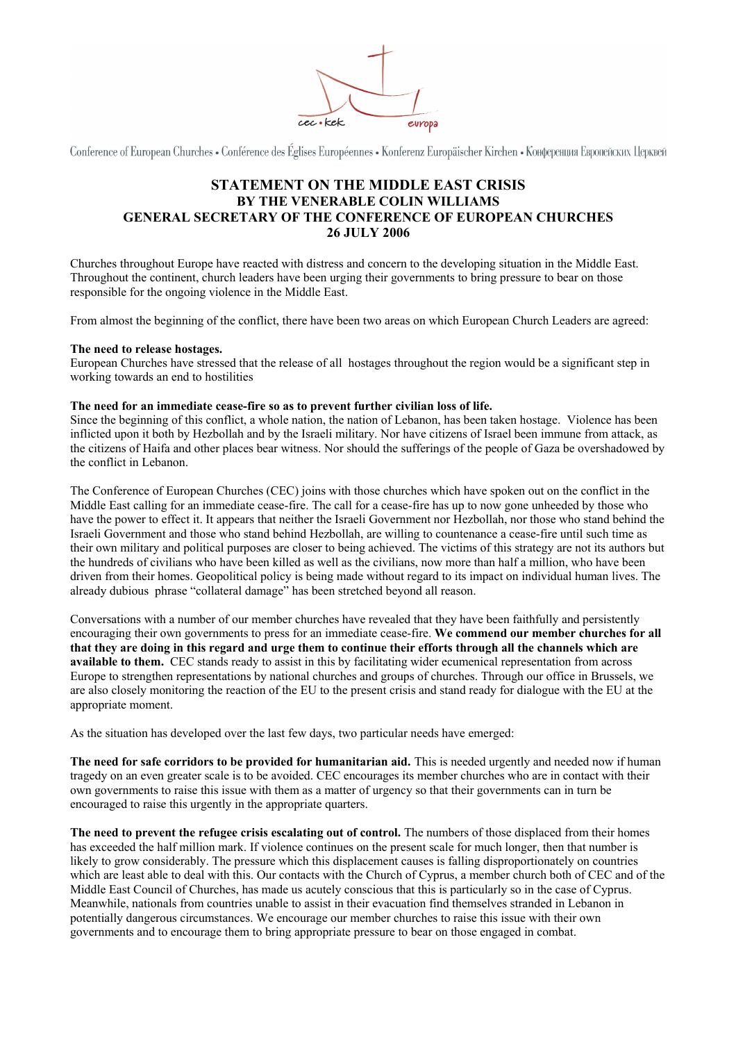Conference of European Churches • Conférence des Églises Européennes • Konferenz Europäischer Kirchen • Конференция Европейских Церквей

# STATEMENT ON THE MIDDLE EAST CRISIS
## BY THE VENERABLE COLIN WILLIAMS
## GENERAL SECRETARY OF THE CONFERENCE OF EUROPEAN CHURCHES
## 26 JULY 2006

Churches throughout Europe have reacted with distress and concern to the developing situation in the Middle East. Throughout the continent, church leaders have been urging their governments to bring pressure to bear on those responsible for the ongoing violence in the Middle East.

From almost the beginning of the conflict, there have been two areas on which European Church Leaders are agreed:

**The need to release hostages.**
European Churches have stressed that the release of all hostages throughout the region would be a significant step in working towards an end to hostilities

**The need for an immediate cease-fire so as to prevent further civilian loss of life.**
Since the beginning of this conflict, a whole nation, the nation of Lebanon, has been taken hostage. Violence has been inflicted upon it both by Hezbollah and by the Israeli military. Nor have citizens of Israel been immune from attack, as the citizens of Haifa and other places bear witness. Nor should the sufferings of the people of Gaza be overshadowed by the conflict in Lebanon.

The Conference of European Churches (CEC) joins with those churches which have spoken out on the conflict in the Middle East calling for an immediate cease-fire. The call for a cease-fire has up to now gone unheeded by those who have the power to effect it. It appears that neither the Israeli Government nor Hezbollah, nor those who stand behind the Israeli Government and those who stand behind Hezbollah, are willing to countenance a cease-fire until such time as their own military and political purposes are closer to being achieved. The victims of this strategy are not its authors but the hundreds of civilians who have been killed as well as the civilians, now more than half a million, who have been driven from their homes. Geopolitical policy is being made without regard to its impact on individual human lives. The already dubious phrase "collateral damage" has been stretched beyond all reason.

Conversations with a number of our member churches have revealed that they have been faithfully and persistently encouraging their own governments to press for an immediate cease-fire. **We commend our member churches for all that they are doing in this regard and urge them to continue their efforts through all the channels which are available to them.** CEC stands ready to assist in this by facilitating wider ecumenical representation from across Europe to strengthen representations by national churches and groups of churches. Through our office in Brussels, we are also closely monitoring the reaction of the EU to the present crisis and stand ready for dialogue with the EU at the appropriate moment.

As the situation has developed over the last few days, two particular needs have emerged:

**The need for safe corridors to be provided for humanitarian aid.** This is needed urgently and needed now if human tragedy on an even greater scale is to be avoided. CEC encourages its member churches who are in contact with their own governments to raise this issue with them as a matter of urgency so that their governments can in turn be encouraged to raise this urgently in the appropriate quarters.

**The need to prevent the refugee crisis escalating out of control.** The numbers of those displaced from their homes has exceeded the half million mark. If violence continues on the present scale for much longer, then that number is likely to grow considerably. The pressure which this displacement causes is falling disproportionately on countries which are least able to deal with this. Our contacts with the Church of Cyprus, a member church both of CEC and of the Middle East Council of Churches, has made us acutely conscious that this is particularly so in the case of Cyprus. Meanwhile, nationals from countries unable to assist in their evacuation find themselves stranded in Lebanon in potentially dangerous circumstances. We encourage our member churches to raise this issue with their own governments and to encourage them to bring appropriate pressure to bear on those engaged in combat.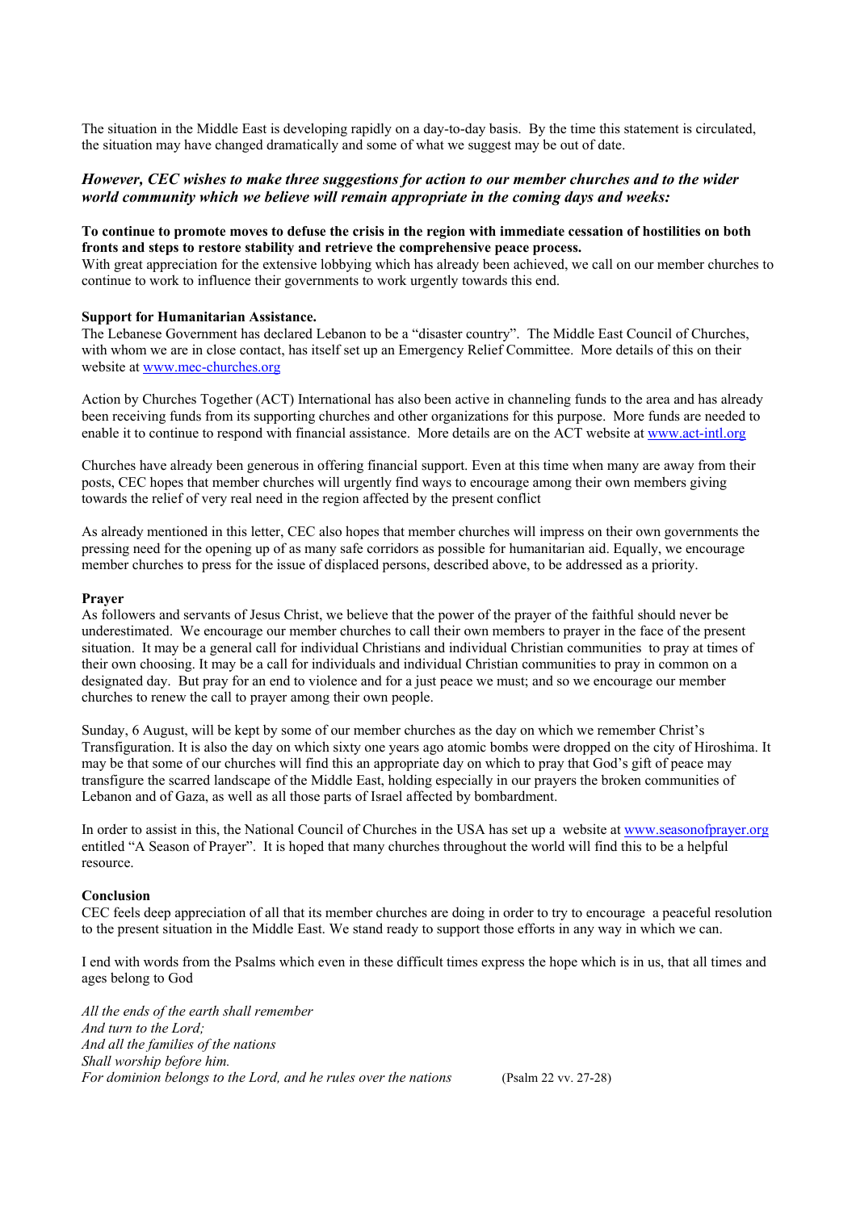The situation in the Middle East is developing rapidly on a day-to-day basis. By the time this statement is circulated, the situation may have changed dramatically and some of what we suggest may be out of date.

***However, CEC wishes to make three suggestions for action to our member churches and to the wider world community which we believe will remain appropriate in the coming days and weeks:***

**To continue to promote moves to defuse the crisis in the region with immediate cessation of hostilities on both fronts and steps to restore stability and retrieve the comprehensive peace process.**

With great appreciation for the extensive lobbying which has already been achieved, we call on our member churches to continue to work to influence their governments to work urgently towards this end.

**Support for Humanitarian Assistance.**

The Lebanese Government has declared Lebanon to be a "disaster country". The Middle East Council of Churches, with whom we are in close contact, has itself set up an Emergency Relief Committee. More details of this on their website at www.mec-churches.org

Action by Churches Together (ACT) International has also been active in channeling funds to the area and has already been receiving funds from its supporting churches and other organizations for this purpose. More funds are needed to enable it to continue to respond with financial assistance. More details are on the ACT website at www.act-intl.org

Churches have already been generous in offering financial support. Even at this time when many are away from their posts, CEC hopes that member churches will urgently find ways to encourage among their own members giving towards the relief of very real need in the region affected by the present conflict

As already mentioned in this letter, CEC also hopes that member churches will impress on their own governments the pressing need for the opening up of as many safe corridors as possible for humanitarian aid. Equally, we encourage member churches to press for the issue of displaced persons, described above, to be addressed as a priority.

**Prayer**

As followers and servants of Jesus Christ, we believe that the power of the prayer of the faithful should never be underestimated. We encourage our member churches to call their own members to prayer in the face of the present situation. It may be a general call for individual Christians and individual Christian communities to pray at times of their own choosing. It may be a call for individuals and individual Christian communities to pray in common on a designated day. But pray for an end to violence and for a just peace we must; and so we encourage our member churches to renew the call to prayer among their own people.

Sunday, 6 August, will be kept by some of our member churches as the day on which we remember Christ's Transfiguration. It is also the day on which sixty one years ago atomic bombs were dropped on the city of Hiroshima. It may be that some of our churches will find this an appropriate day on which to pray that God's gift of peace may transfigure the scarred landscape of the Middle East, holding especially in our prayers the broken communities of Lebanon and of Gaza, as well as all those parts of Israel affected by bombardment.

In order to assist in this, the National Council of Churches in the USA has set up a website at www.seasonofprayer.org entitled "A Season of Prayer". It is hoped that many churches throughout the world will find this to be a helpful resource.

**Conclusion**

CEC feels deep appreciation of all that its member churches are doing in order to try to encourage a peaceful resolution to the present situation in the Middle East. We stand ready to support those efforts in any way in which we can.

I end with words from the Psalms which even in these difficult times express the hope which is in us, that all times and ages belong to God

*All the ends of the earth shall remember*
*And turn to the Lord;*
*And all the families of the nations*
*Shall worship before him.*
*For dominion belongs to the Lord, and he rules over the nations* (Psalm 22 vv. 27-28)